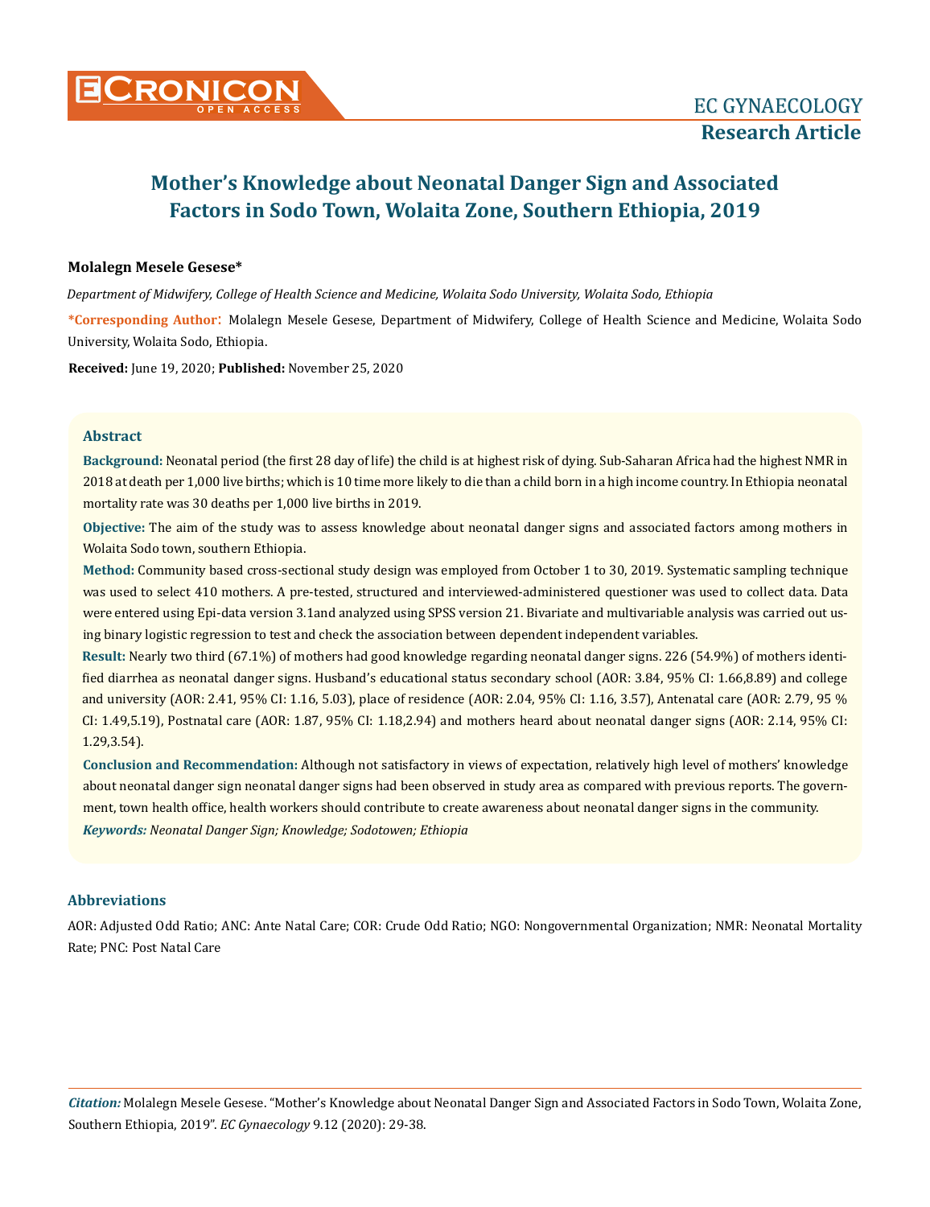# Mother's Knowledge about Neonatal Danger Sign and Associated Factors in Sodo Town, Wolaita Zone, Southern Ethiopia, 2019

**Molalegn Mesele Gesese***

*Department of Midwifery, College of Health Science and Medicine, Wolaita Sodo University, Wolaita Sodo, Ethiopia*

**\*Corresponding Author:** Molalegn Mesele Gesese, Department of Midwifery, College of Health Science and Medicine, Wolaita Sodo University, Wolaita Sodo, Ethiopia.

**Received:** June 19, 2020; **Published:** November 25, 2020

## Abstract

**Background:** Neonatal period (the first 28 day of life) the child is at highest risk of dying. Sub-Saharan Africa had the highest NMR in 2018 at death per 1,000 live births; which is 10 time more likely to die than a child born in a high income country. In Ethiopia neonatal mortality rate was 30 deaths per 1,000 live births in 2019.

**Objective:** The aim of the study was to assess knowledge about neonatal danger signs and associated factors among mothers in Wolaita Sodo town, southern Ethiopia.

**Method:** Community based cross-sectional study design was employed from October 1 to 30, 2019. Systematic sampling technique was used to select 410 mothers. A pre-tested, structured and interviewed-administered questioner was used to collect data. Data were entered using Epi-data version 3.1and analyzed using SPSS version 21. Bivariate and multivariable analysis was carried out using binary logistic regression to test and check the association between dependent independent variables.

**Result:** Nearly two third (67.1%) of mothers had good knowledge regarding neonatal danger signs. 226 (54.9%) of mothers identified diarrhea as neonatal danger signs. Husband's educational status secondary school (AOR: 3.84, 95% CI: 1.66,8.89) and college and university (AOR: 2.41, 95% CI: 1.16, 5.03), place of residence (AOR: 2.04, 95% CI: 1.16, 3.57), Antenatal care (AOR: 2.79, 95 % CI: 1.49,5.19), Postnatal care (AOR: 1.87, 95% CI: 1.18,2.94) and mothers heard about neonatal danger signs (AOR: 2.14, 95% CI: 1.29,3.54).

**Conclusion and Recommendation:** Although not satisfactory in views of expectation, relatively high level of mothers' knowledge about neonatal danger sign neonatal danger signs had been observed in study area as compared with previous reports. The government, town health office, health workers should contribute to create awareness about neonatal danger signs in the community.

***Keywords:*** *Neonatal Danger Sign; Knowledge; Sodotowen; Ethiopia*

## Abbreviations

AOR: Adjusted Odd Ratio; ANC: Ante Natal Care; COR: Crude Odd Ratio; NGO: Nongovernmental Organization; NMR: Neonatal Mortality Rate; PNC: Post Natal Care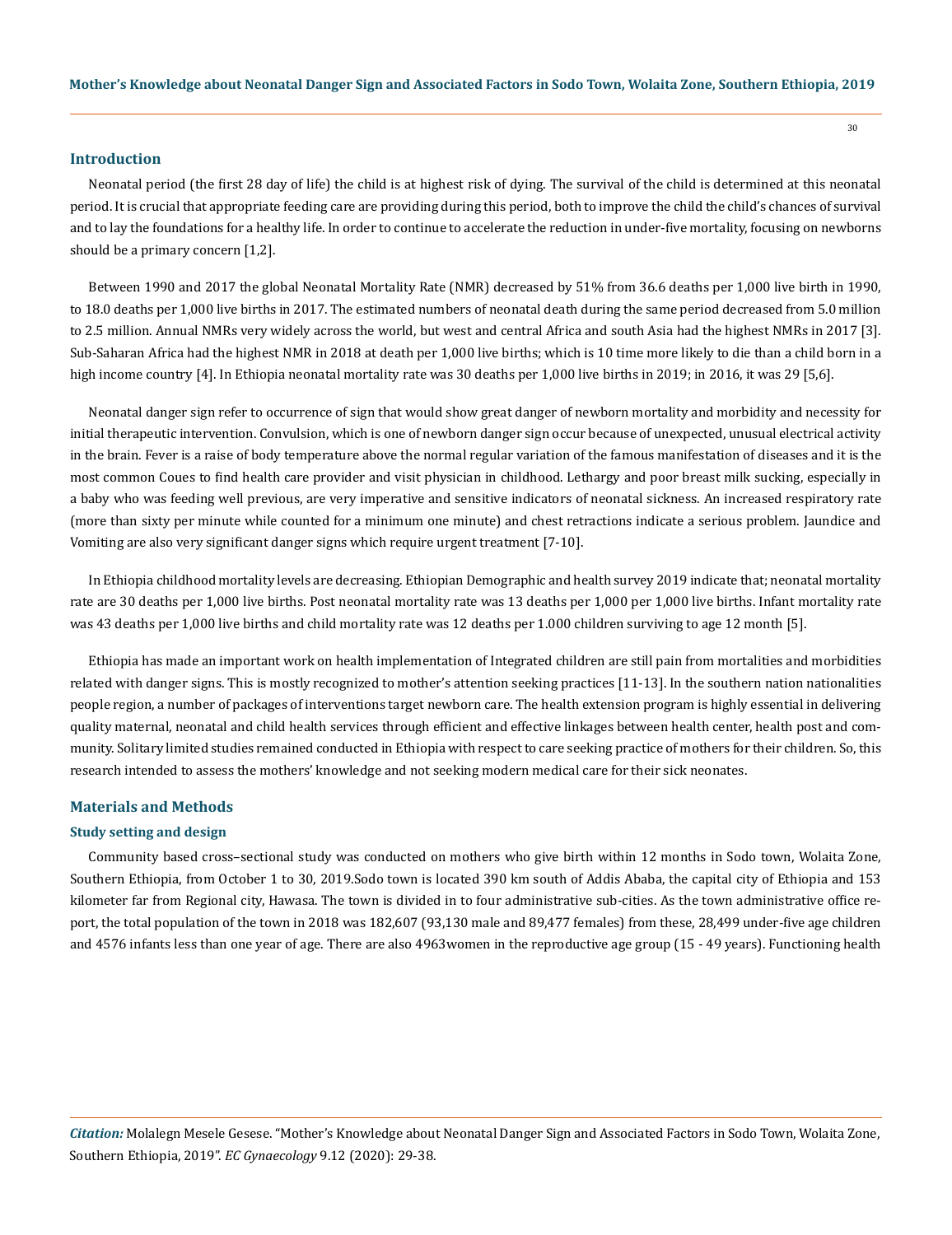## Introduction

Neonatal period (the first 28 day of life) the child is at highest risk of dying. The survival of the child is determined at this neonatal period. It is crucial that appropriate feeding care are providing during this period, both to improve the child the child's chances of survival and to lay the foundations for a healthy life. In order to continue to accelerate the reduction in under-five mortality, focusing on newborns should be a primary concern [1,2].

Between 1990 and 2017 the global Neonatal Mortality Rate (NMR) decreased by 51% from 36.6 deaths per 1,000 live birth in 1990, to 18.0 deaths per 1,000 live births in 2017. The estimated numbers of neonatal death during the same period decreased from 5.0 million to 2.5 million. Annual NMRs very widely across the world, but west and central Africa and south Asia had the highest NMRs in 2017 [3]. Sub-Saharan Africa had the highest NMR in 2018 at death per 1,000 live births; which is 10 time more likely to die than a child born in a high income country [4]. In Ethiopia neonatal mortality rate was 30 deaths per 1,000 live births in 2019; in 2016, it was 29 [5,6].

Neonatal danger sign refer to occurrence of sign that would show great danger of newborn mortality and morbidity and necessity for initial therapeutic intervention. Convulsion, which is one of newborn danger sign occur because of unexpected, unusual electrical activity in the brain. Fever is a raise of body temperature above the normal regular variation of the famous manifestation of diseases and it is the most common Coues to find health care provider and visit physician in childhood. Lethargy and poor breast milk sucking, especially in a baby who was feeding well previous, are very imperative and sensitive indicators of neonatal sickness. An increased respiratory rate (more than sixty per minute while counted for a minimum one minute) and chest retractions indicate a serious problem. Jaundice and Vomiting are also very significant danger signs which require urgent treatment [7-10].

In Ethiopia childhood mortality levels are decreasing. Ethiopian Demographic and health survey 2019 indicate that; neonatal mortality rate are 30 deaths per 1,000 live births. Post neonatal mortality rate was 13 deaths per 1,000 per 1,000 live births. Infant mortality rate was 43 deaths per 1,000 live births and child mortality rate was 12 deaths per 1.000 children surviving to age 12 month [5].

Ethiopia has made an important work on health implementation of Integrated children are still pain from mortalities and morbidities related with danger signs. This is mostly recognized to mother's attention seeking practices [11-13]. In the southern nation nationalities people region, a number of packages of interventions target newborn care. The health extension program is highly essential in delivering quality maternal, neonatal and child health services through efficient and effective linkages between health center, health post and community. Solitary limited studies remained conducted in Ethiopia with respect to care seeking practice of mothers for their children. So, this research intended to assess the mothers' knowledge and not seeking modern medical care for their sick neonates.

## Materials and Methods

### Study setting and design

Community based cross–sectional study was conducted on mothers who give birth within 12 months in Sodo town, Wolaita Zone, Southern Ethiopia, from October 1 to 30, 2019.Sodo town is located 390 km south of Addis Ababa, the capital city of Ethiopia and 153 kilometer far from Regional city, Hawasa. The town is divided in to four administrative sub-cities. As the town administrative office report, the total population of the town in 2018 was 182,607 (93,130 male and 89,477 females) from these, 28,499 under-five age children and 4576 infants less than one year of age. There are also 4963women in the reproductive age group (15 - 49 years). Functioning health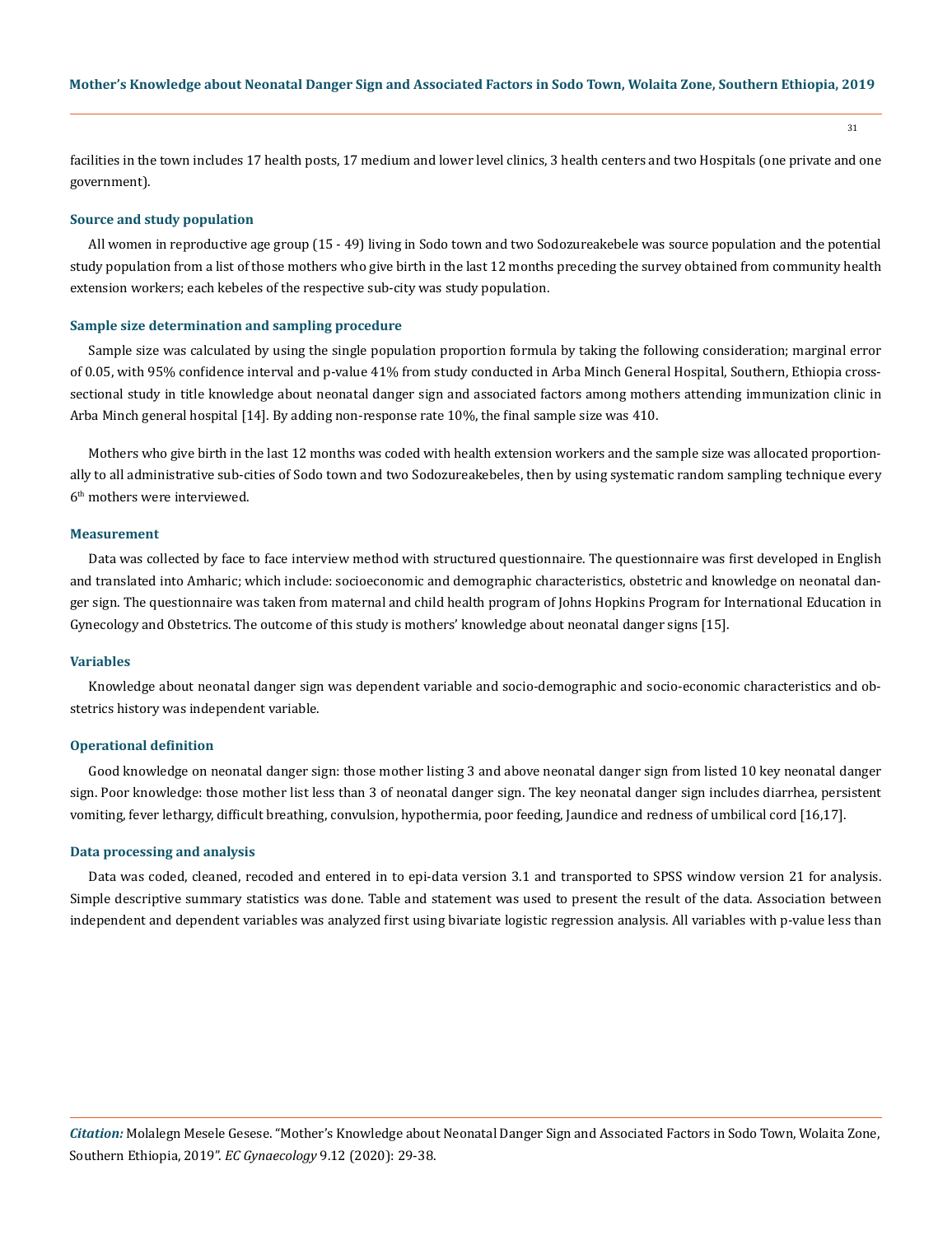facilities in the town includes 17 health posts, 17 medium and lower level clinics, 3 health centers and two Hospitals (one private and one government).

### Source and study population

All women in reproductive age group (15 - 49) living in Sodo town and two Sodozureakebele was source population and the potential study population from a list of those mothers who give birth in the last 12 months preceding the survey obtained from community health extension workers; each kebeles of the respective sub-city was study population.

### Sample size determination and sampling procedure

Sample size was calculated by using the single population proportion formula by taking the following consideration; marginal error of 0.05, with 95% confidence interval and p-value 41% from study conducted in Arba Minch General Hospital, Southern, Ethiopia cross-sectional study in title knowledge about neonatal danger sign and associated factors among mothers attending immunization clinic in Arba Minch general hospital [14]. By adding non-response rate 10%, the final sample size was 410.

Mothers who give birth in the last 12 months was coded with health extension workers and the sample size was allocated proportionally to all administrative sub-cities of Sodo town and two Sodozureakebeles, then by using systematic random sampling technique every 6th mothers were interviewed.

### Measurement

Data was collected by face to face interview method with structured questionnaire. The questionnaire was first developed in English and translated into Amharic; which include: socioeconomic and demographic characteristics, obstetric and knowledge on neonatal danger sign. The questionnaire was taken from maternal and child health program of Johns Hopkins Program for International Education in Gynecology and Obstetrics. The outcome of this study is mothers' knowledge about neonatal danger signs [15].

### Variables

Knowledge about neonatal danger sign was dependent variable and socio-demographic and socio-economic characteristics and obstetrics history was independent variable.

### Operational definition

Good knowledge on neonatal danger sign: those mother listing 3 and above neonatal danger sign from listed 10 key neonatal danger sign. Poor knowledge: those mother list less than 3 of neonatal danger sign. The key neonatal danger sign includes diarrhea, persistent vomiting, fever lethargy, difficult breathing, convulsion, hypothermia, poor feeding, Jaundice and redness of umbilical cord [16,17].

### Data processing and analysis

Data was coded, cleaned, recoded and entered in to epi-data version 3.1 and transported to SPSS window version 21 for analysis. Simple descriptive summary statistics was done. Table and statement was used to present the result of the data. Association between independent and dependent variables was analyzed first using bivariate logistic regression analysis. All variables with p-value less than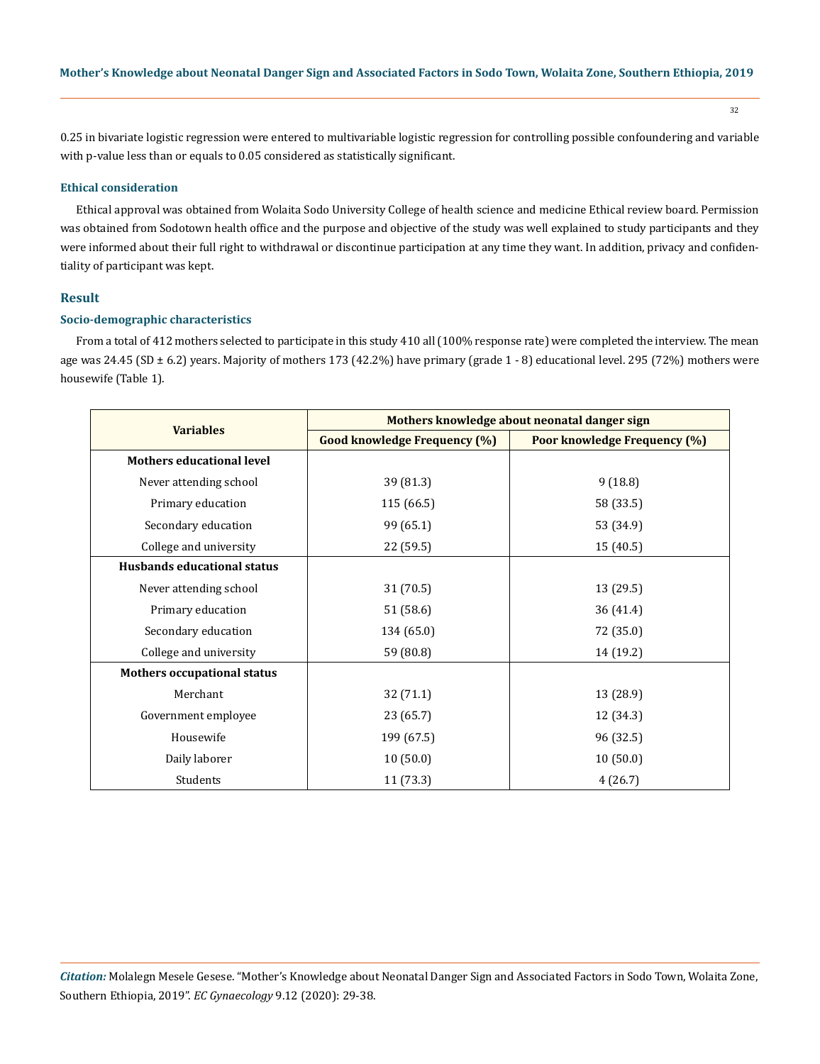0.25 in bivariate logistic regression were entered to multivariable logistic regression for controlling possible confoundering and variable with p-value less than or equals to 0.05 considered as statistically significant.

### Ethical consideration

Ethical approval was obtained from Wolaita Sodo University College of health science and medicine Ethical review board. Permission was obtained from Sodotown health office and the purpose and objective of the study was well explained to study participants and they were informed about their full right to withdrawal or discontinue participation at any time they want. In addition, privacy and confidentiality of participant was kept.

## Result

### Socio-demographic characteristics

From a total of 412 mothers selected to participate in this study 410 all (100% response rate) were completed the interview. The mean age was 24.45 (SD ± 6.2) years. Majority of mothers 173 (42.2%) have primary (grade 1 - 8) educational level. 295 (72%) mothers were housewife (Table 1).

| Variables | Mothers knowledge about neonatal danger sign | |
|---|---|---|
| | **Good knowledge Frequency (%)** | **Poor knowledge Frequency (%)** |
| **Mothers educational level** | | |
| Never attending school | 39 (81.3) | 9 (18.8) |
| Primary education | 115 (66.5) | 58 (33.5) |
| Secondary education | 99 (65.1) | 53 (34.9) |
| College and university | 22 (59.5) | 15 (40.5) |
| **Husbands educational status** | | |
| Never attending school | 31 (70.5) | 13 (29.5) |
| Primary education | 51 (58.6) | 36 (41.4) |
| Secondary education | 134 (65.0) | 72 (35.0) |
| College and university | 59 (80.8) | 14 (19.2) |
| **Mothers occupational status** | | |
| Merchant | 32 (71.1) | 13 (28.9) |
| Government employee | 23 (65.7) | 12 (34.3) |
| Housewife | 199 (67.5) | 96 (32.5) |
| Daily laborer | 10 (50.0) | 10 (50.0) |
| Students | 11 (73.3) | 4 (26.7) |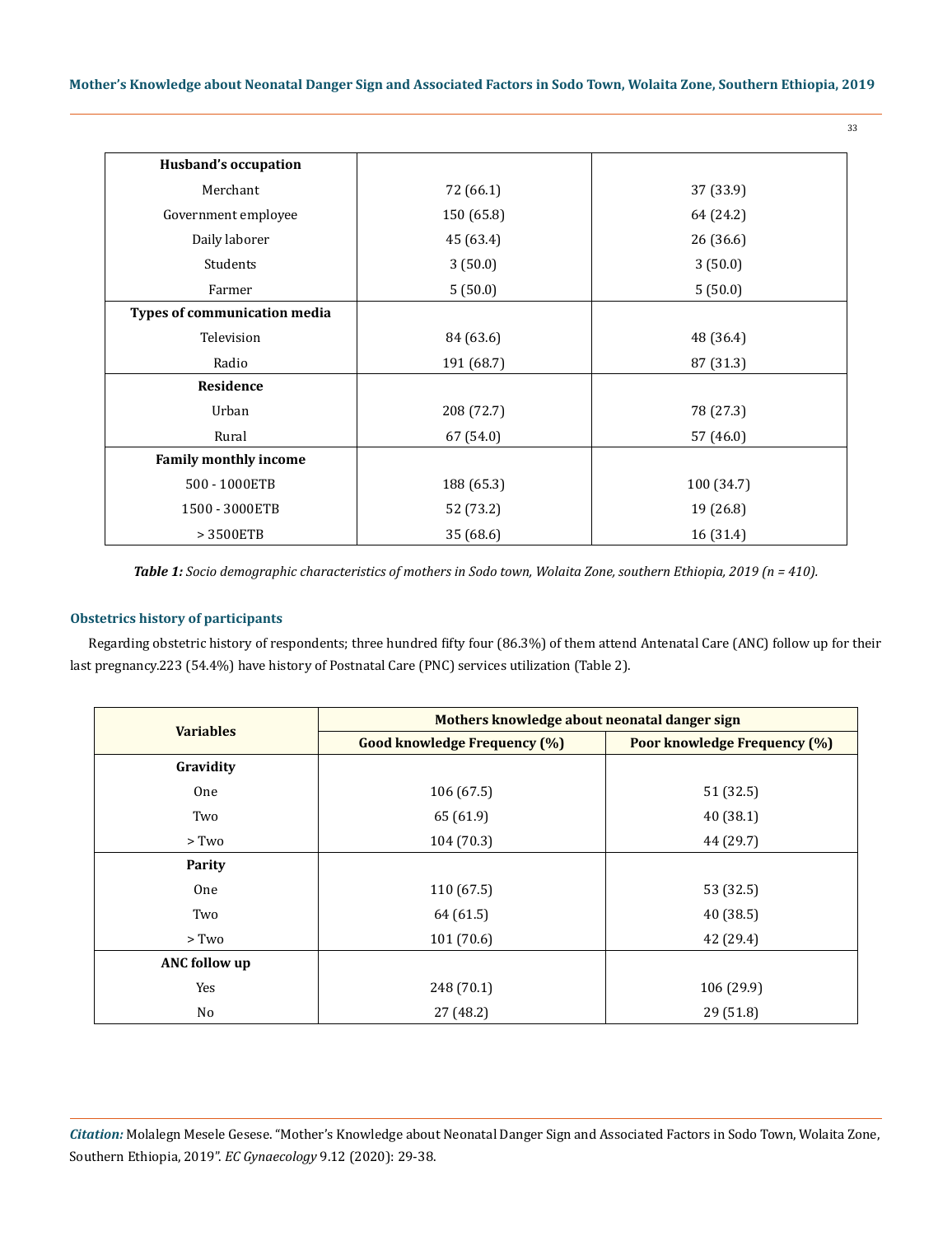| Husband's occupation | | |
|---|---|---|
| Merchant | 72 (66.1) | 37 (33.9) |
| Government employee | 150 (65.8) | 64 (24.2) |
| Daily laborer | 45 (63.4) | 26 (36.6) |
| Students | 3 (50.0) | 3 (50.0) |
| Farmer | 5 (50.0) | 5 (50.0) |
| **Types of communication media** | | |
| Television | 84 (63.6) | 48 (36.4) |
| Radio | 191 (68.7) | 87 (31.3) |
| **Residence** | | |
| Urban | 208 (72.7) | 78 (27.3) |
| Rural | 67 (54.0) | 57 (46.0) |
| **Family monthly income** | | |
| 500 - 1000ETB | 188 (65.3) | 100 (34.7) |
| 1500 - 3000ETB | 52 (73.2) | 19 (26.8) |
| > 3500ETB | 35 (68.6) | 16 (31.4) |

***Table 1:*** *Socio demographic characteristics of mothers in Sodo town, Wolaita Zone, southern Ethiopia, 2019 (n = 410).*

### Obstetrics history of participants

Regarding obstetric history of respondents; three hundred fifty four (86.3%) of them attend Antenatal Care (ANC) follow up for their last pregnancy.223 (54.4%) have history of Postnatal Care (PNC) services utilization (Table 2).

| Variables | Mothers knowledge about neonatal danger sign | |
|---|---|---|
| | Good knowledge Frequency (%) | Poor knowledge Frequency (%) |
| **Gravidity** | | |
| One | 106 (67.5) | 51 (32.5) |
| Two | 65 (61.9) | 40 (38.1) |
| > Two | 104 (70.3) | 44 (29.7) |
| **Parity** | | |
| One | 110 (67.5) | 53 (32.5) |
| Two | 64 (61.5) | 40 (38.5) |
| > Two | 101 (70.6) | 42 (29.4) |
| **ANC follow up** | | |
| Yes | 248 (70.1) | 106 (29.9) |
| No | 27 (48.2) | 29 (51.8) |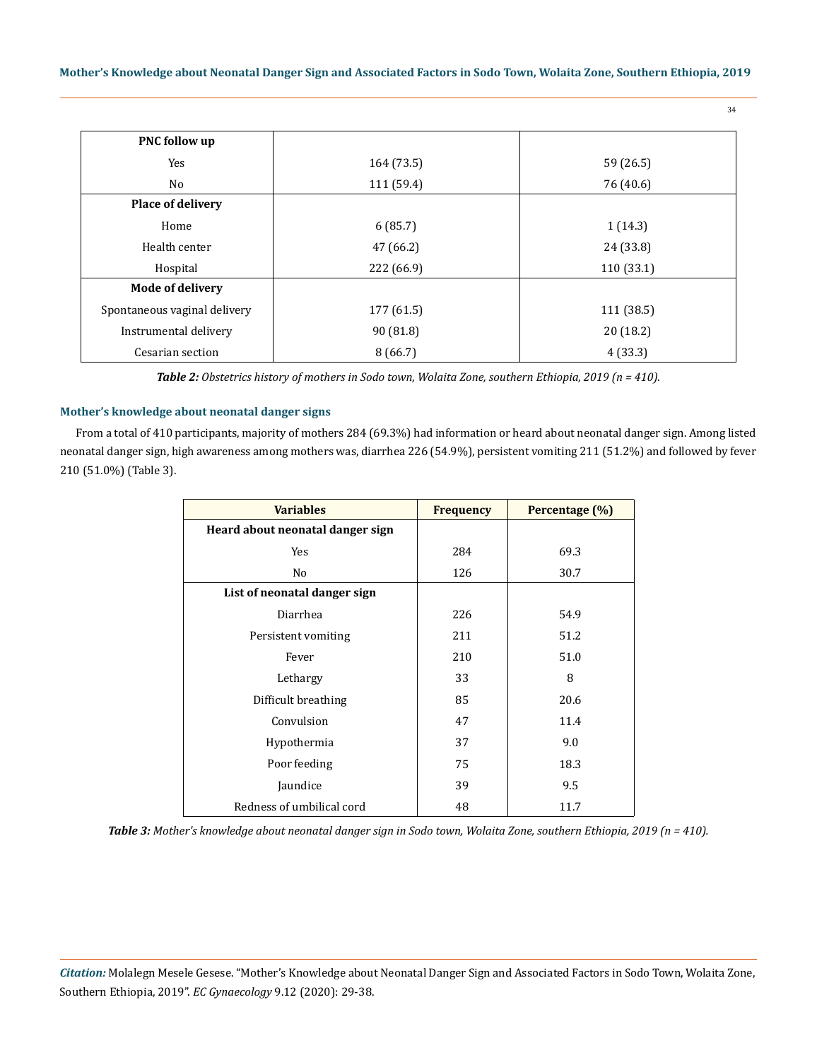| PNC follow up | | |
|---|---|---|
| Yes | 164 (73.5) | 59 (26.5) |
| No | 111 (59.4) | 76 (40.6) |
| **Place of delivery** | | |
| Home | 6 (85.7) | 1 (14.3) |
| Health center | 47 (66.2) | 24 (33.8) |
| Hospital | 222 (66.9) | 110 (33.1) |
| **Mode of delivery** | | |
| Spontaneous vaginal delivery | 177 (61.5) | 111 (38.5) |
| Instrumental delivery | 90 (81.8) | 20 (18.2) |
| Cesarian section | 8 (66.7) | 4 (33.3) |

***Table 2:*** *Obstetrics history of mothers in Sodo town, Wolaita Zone, southern Ethiopia, 2019 (n = 410).*

### Mother's knowledge about neonatal danger signs

From a total of 410 participants, majority of mothers 284 (69.3%) had information or heard about neonatal danger sign. Among listed neonatal danger sign, high awareness among mothers was, diarrhea 226 (54.9%), persistent vomiting 211 (51.2%) and followed by fever 210 (51.0%) (Table 3).

| Variables | Frequency | Percentage (%) |
|---|---|---|
| **Heard about neonatal danger sign** | | |
| Yes | 284 | 69.3 |
| No | 126 | 30.7 |
| **List of neonatal danger sign** | | |
| Diarrhea | 226 | 54.9 |
| Persistent vomiting | 211 | 51.2 |
| Fever | 210 | 51.0 |
| Lethargy | 33 | 8 |
| Difficult breathing | 85 | 20.6 |
| Convulsion | 47 | 11.4 |
| Hypothermia | 37 | 9.0 |
| Poor feeding | 75 | 18.3 |
| Jaundice | 39 | 9.5 |
| Redness of umbilical cord | 48 | 11.7 |

***Table 3:*** *Mother's knowledge about neonatal danger sign in Sodo town, Wolaita Zone, southern Ethiopia, 2019 (n = 410).*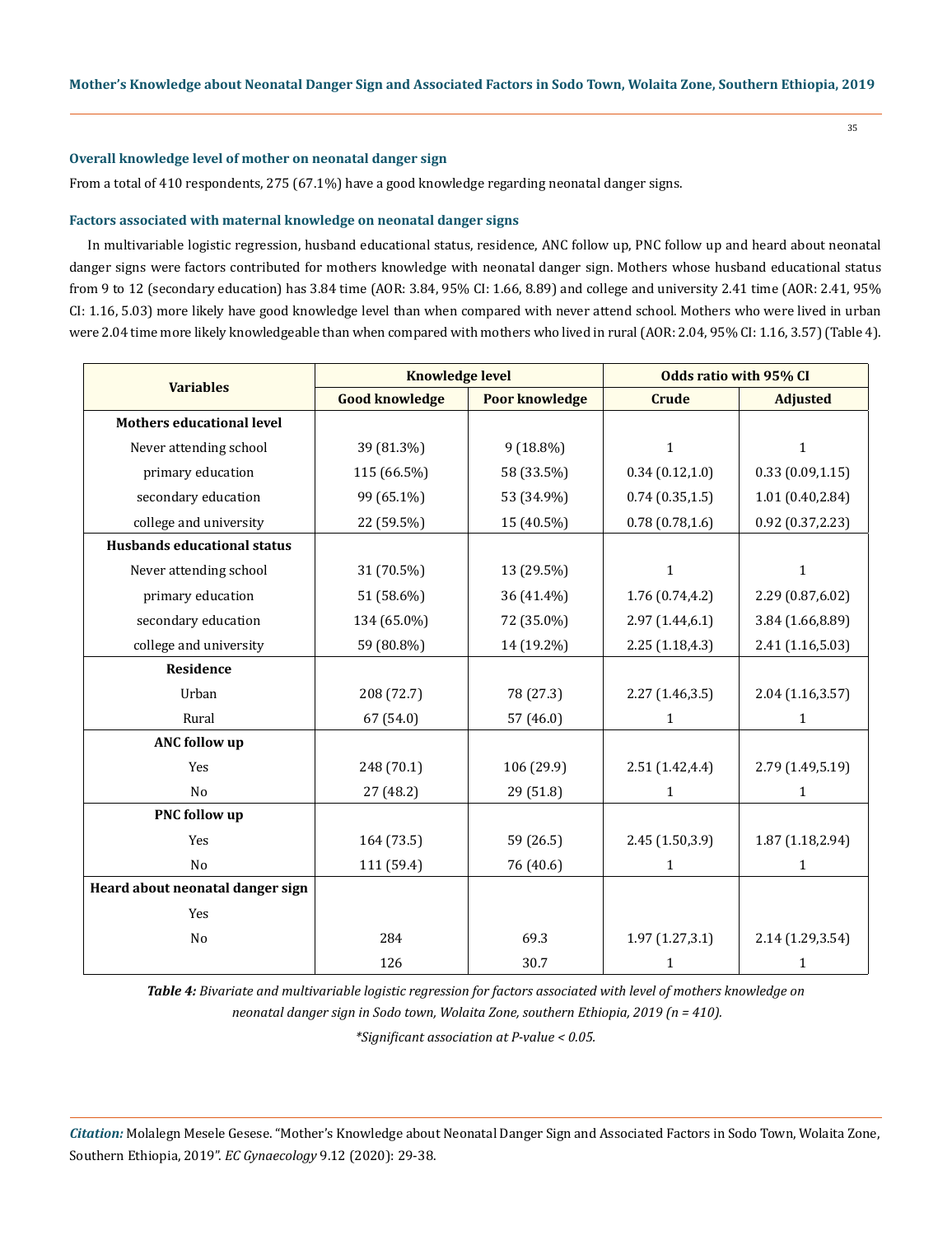### Overall knowledge level of mother on neonatal danger sign

From a total of 410 respondents, 275 (67.1%) have a good knowledge regarding neonatal danger signs.

### Factors associated with maternal knowledge on neonatal danger signs

In multivariable logistic regression, husband educational status, residence, ANC follow up, PNC follow up and heard about neonatal danger signs were factors contributed for mothers knowledge with neonatal danger sign. Mothers whose husband educational status from 9 to 12 (secondary education) has 3.84 time (AOR: 3.84, 95% CI: 1.66, 8.89) and college and university 2.41 time (AOR: 2.41, 95% CI: 1.16, 5.03) more likely have good knowledge level than when compared with never attend school. Mothers who were lived in urban were 2.04 time more likely knowledgeable than when compared with mothers who lived in rural (AOR: 2.04, 95% CI: 1.16, 3.57) (Table 4).

| Variables | Knowledge level | | Odds ratio with 95% CI | |
|---|---|---|---|---|
| | Good knowledge | Poor knowledge | Crude | Adjusted |
| **Mothers educational level** | | | | |
| Never attending school | 39 (81.3%) | 9 (18.8%) | 1 | 1 |
| primary education | 115 (66.5%) | 58 (33.5%) | 0.34 (0.12,1.0) | 0.33 (0.09,1.15) |
| secondary education | 99 (65.1%) | 53 (34.9%) | 0.74 (0.35,1.5) | 1.01 (0.40,2.84) |
| college and university | 22 (59.5%) | 15 (40.5%) | 0.78 (0.78,1.6) | 0.92 (0.37,2.23) |
| **Husbands educational status** | | | | |
| Never attending school | 31 (70.5%) | 13 (29.5%) | 1 | 1 |
| primary education | 51 (58.6%) | 36 (41.4%) | 1.76 (0.74,4.2) | 2.29 (0.87,6.02) |
| secondary education | 134 (65.0%) | 72 (35.0%) | 2.97 (1.44,6.1) | 3.84 (1.66,8.89) |
| college and university | 59 (80.8%) | 14 (19.2%) | 2.25 (1.18,4.3) | 2.41 (1.16,5.03) |
| **Residence** | | | | |
| Urban | 208 (72.7) | 78 (27.3) | 2.27 (1.46,3.5) | 2.04 (1.16,3.57) |
| Rural | 67 (54.0) | 57 (46.0) | 1 | 1 |
| **ANC follow up** | | | | |
| Yes | 248 (70.1) | 106 (29.9) | 2.51 (1.42,4.4) | 2.79 (1.49,5.19) |
| No | 27 (48.2) | 29 (51.8) | 1 | 1 |
| **PNC follow up** | | | | |
| Yes | 164 (73.5) | 59 (26.5) | 2.45 (1.50,3.9) | 1.87 (1.18,2.94) |
| No | 111 (59.4) | 76 (40.6) | 1 | 1 |
| **Heard about neonatal danger sign** | | | | |
| Yes | | | | |
| No | 284 | 69.3 | 1.97 (1.27,3.1) | 2.14 (1.29,3.54) |
| | 126 | 30.7 | 1 | 1 |

***Table 4:*** *Bivariate and multivariable logistic regression for factors associated with level of mothers knowledge on neonatal danger sign in Sodo town, Wolaita Zone, southern Ethiopia, 2019 (n = 410).*

*\*Significant association at P-value < 0.05.*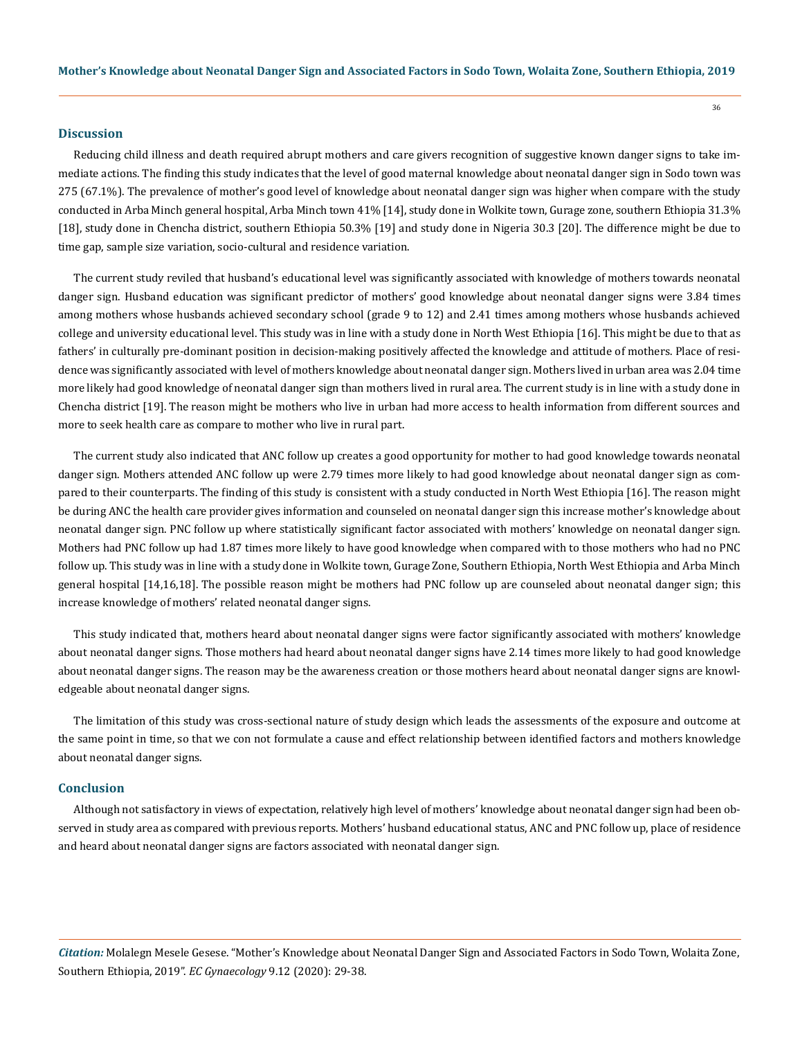## Discussion

Reducing child illness and death required abrupt mothers and care givers recognition of suggestive known danger signs to take immediate actions. The finding this study indicates that the level of good maternal knowledge about neonatal danger sign in Sodo town was 275 (67.1%). The prevalence of mother's good level of knowledge about neonatal danger sign was higher when compare with the study conducted in Arba Minch general hospital, Arba Minch town 41% [14], study done in Wolkite town, Gurage zone, southern Ethiopia 31.3% [18], study done in Chencha district, southern Ethiopia 50.3% [19] and study done in Nigeria 30.3 [20]. The difference might be due to time gap, sample size variation, socio-cultural and residence variation.

The current study reviled that husband's educational level was significantly associated with knowledge of mothers towards neonatal danger sign. Husband education was significant predictor of mothers' good knowledge about neonatal danger signs were 3.84 times among mothers whose husbands achieved secondary school (grade 9 to 12) and 2.41 times among mothers whose husbands achieved college and university educational level. This study was in line with a study done in North West Ethiopia [16]. This might be due to that as fathers' in culturally pre-dominant position in decision-making positively affected the knowledge and attitude of mothers. Place of residence was significantly associated with level of mothers knowledge about neonatal danger sign. Mothers lived in urban area was 2.04 time more likely had good knowledge of neonatal danger sign than mothers lived in rural area. The current study is in line with a study done in Chencha district [19]. The reason might be mothers who live in urban had more access to health information from different sources and more to seek health care as compare to mother who live in rural part.

The current study also indicated that ANC follow up creates a good opportunity for mother to had good knowledge towards neonatal danger sign. Mothers attended ANC follow up were 2.79 times more likely to had good knowledge about neonatal danger sign as compared to their counterparts. The finding of this study is consistent with a study conducted in North West Ethiopia [16]. The reason might be during ANC the health care provider gives information and counseled on neonatal danger sign this increase mother's knowledge about neonatal danger sign. PNC follow up where statistically significant factor associated with mothers' knowledge on neonatal danger sign. Mothers had PNC follow up had 1.87 times more likely to have good knowledge when compared with to those mothers who had no PNC follow up. This study was in line with a study done in Wolkite town, Gurage Zone, Southern Ethiopia, North West Ethiopia and Arba Minch general hospital [14,16,18]. The possible reason might be mothers had PNC follow up are counseled about neonatal danger sign; this increase knowledge of mothers' related neonatal danger signs.

This study indicated that, mothers heard about neonatal danger signs were factor significantly associated with mothers' knowledge about neonatal danger signs. Those mothers had heard about neonatal danger signs have 2.14 times more likely to had good knowledge about neonatal danger signs. The reason may be the awareness creation or those mothers heard about neonatal danger signs are knowledgeable about neonatal danger signs.

The limitation of this study was cross-sectional nature of study design which leads the assessments of the exposure and outcome at the same point in time, so that we con not formulate a cause and effect relationship between identified factors and mothers knowledge about neonatal danger signs.

## Conclusion

Although not satisfactory in views of expectation, relatively high level of mothers' knowledge about neonatal danger sign had been observed in study area as compared with previous reports. Mothers' husband educational status, ANC and PNC follow up, place of residence and heard about neonatal danger signs are factors associated with neonatal danger sign.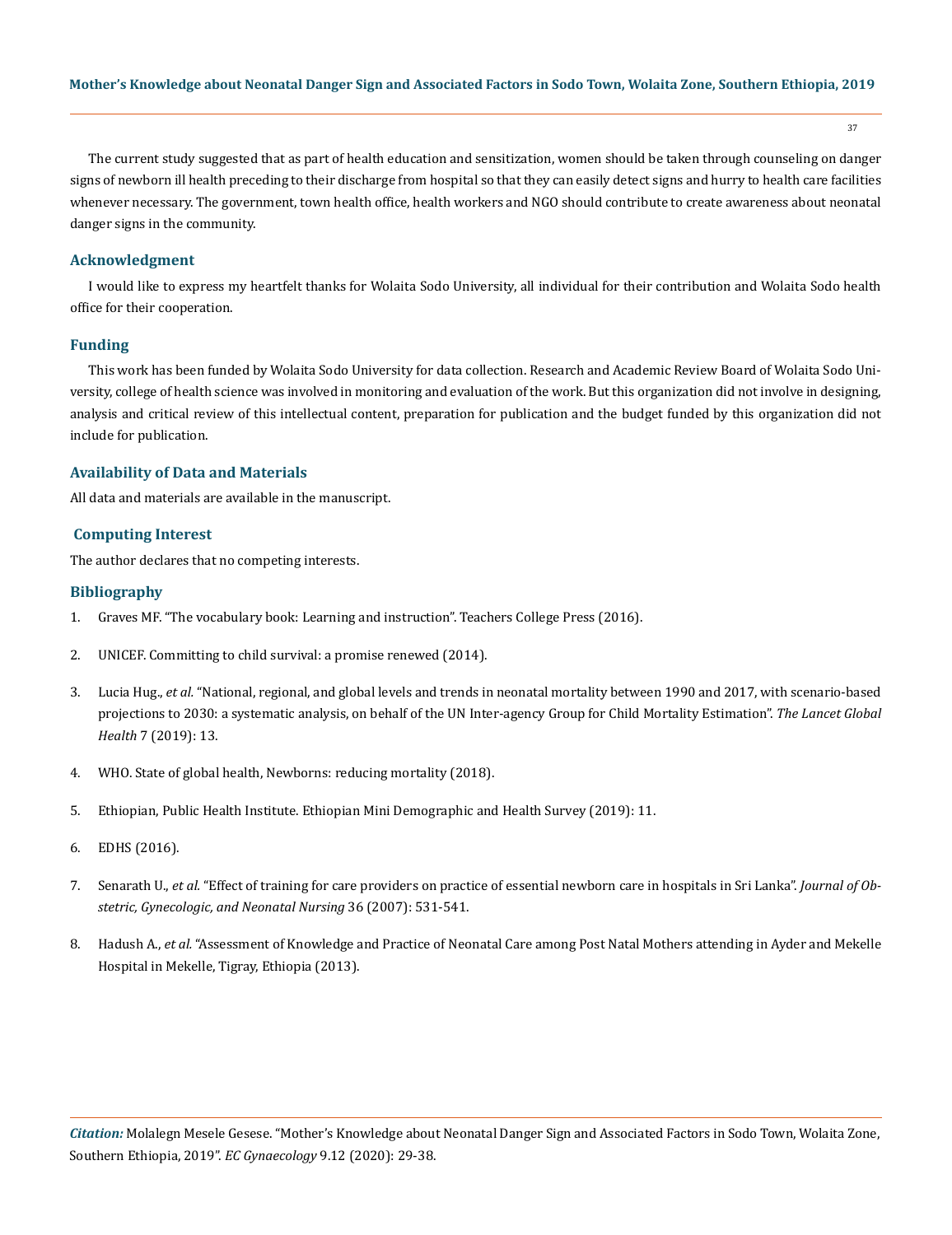The current study suggested that as part of health education and sensitization, women should be taken through counseling on danger signs of newborn ill health preceding to their discharge from hospital so that they can easily detect signs and hurry to health care facilities whenever necessary. The government, town health office, health workers and NGO should contribute to create awareness about neonatal danger signs in the community.

## Acknowledgment

I would like to express my heartfelt thanks for Wolaita Sodo University, all individual for their contribution and Wolaita Sodo health office for their cooperation.

## Funding

This work has been funded by Wolaita Sodo University for data collection. Research and Academic Review Board of Wolaita Sodo University, college of health science was involved in monitoring and evaluation of the work. But this organization did not involve in designing, analysis and critical review of this intellectual content, preparation for publication and the budget funded by this organization did not include for publication.

## Availability of Data and Materials

All data and materials are available in the manuscript.

## Computing Interest

The author declares that no competing interests.

## Bibliography

1. Graves MF. "The vocabulary book: Learning and instruction". Teachers College Press (2016).
2. UNICEF. Committing to child survival: a promise renewed (2014).
3. Lucia Hug., *et al*. "National, regional, and global levels and trends in neonatal mortality between 1990 and 2017, with scenario-based projections to 2030: a systematic analysis, on behalf of the UN Inter-agency Group for Child Mortality Estimation". *The Lancet Global Health* 7 (2019): 13.
4. WHO. State of global health, Newborns: reducing mortality (2018).
5. Ethiopian, Public Health Institute. Ethiopian Mini Demographic and Health Survey (2019): 11.
6. EDHS (2016).
7. Senarath U., *et al*. "Effect of training for care providers on practice of essential newborn care in hospitals in Sri Lanka". *Journal of Obstetric, Gynecologic, and Neonatal Nursing* 36 (2007): 531-541.
8. Hadush A., *et al*. "Assessment of Knowledge and Practice of Neonatal Care among Post Natal Mothers attending in Ayder and Mekelle Hospital in Mekelle, Tigray, Ethiopia (2013).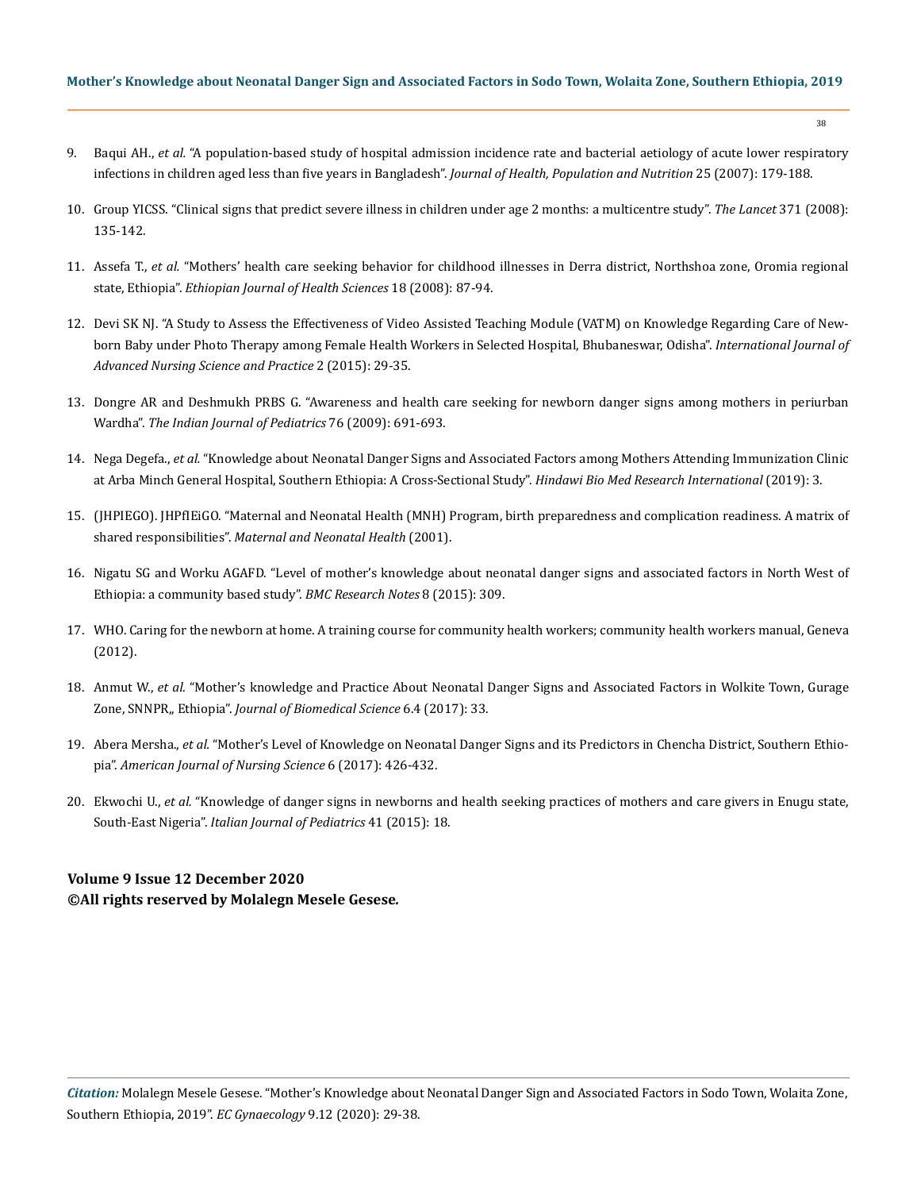9. Baqui AH., *et al.* "A population-based study of hospital admission incidence rate and bacterial aetiology of acute lower respiratory infections in children aged less than five years in Bangladesh". *Journal of Health, Population and Nutrition* 25 (2007): 179-188.
10. Group YICSS. "Clinical signs that predict severe illness in children under age 2 months: a multicentre study". *The Lancet* 371 (2008): 135-142.
11. Assefa T., *et al.* "Mothers' health care seeking behavior for childhood illnesses in Derra district, Northshoa zone, Oromia regional state, Ethiopia". *Ethiopian Journal of Health Sciences* 18 (2008): 87-94.
12. Devi SK NJ. "A Study to Assess the Effectiveness of Video Assisted Teaching Module (VATM) on Knowledge Regarding Care of Newborn Baby under Photo Therapy among Female Health Workers in Selected Hospital, Bhubaneswar, Odisha". *International Journal of Advanced Nursing Science and Practice* 2 (2015): 29-35.
13. Dongre AR and Deshmukh PRBS G. "Awareness and health care seeking for newborn danger signs among mothers in periurban Wardha". *The Indian Journal of Pediatrics* 76 (2009): 691-693.
14. Nega Degefa., *et al.* "Knowledge about Neonatal Danger Signs and Associated Factors among Mothers Attending Immunization Clinic at Arba Minch General Hospital, Southern Ethiopia: A Cross-Sectional Study". *Hindawi Bio Med Research International* (2019): 3.
15. (JHPIEGO). JHPfIEiGO. "Maternal and Neonatal Health (MNH) Program, birth preparedness and complication readiness. A matrix of shared responsibilities". *Maternal and Neonatal Health* (2001).
16. Nigatu SG and Worku AGAFD. "Level of mother's knowledge about neonatal danger signs and associated factors in North West of Ethiopia: a community based study". *BMC Research Notes* 8 (2015): 309.
17. WHO. Caring for the newborn at home. A training course for community health workers; community health workers manual, Geneva (2012).
18. Anmut W., *et al.* "Mother's knowledge and Practice About Neonatal Danger Signs and Associated Factors in Wolkite Town, Gurage Zone, SNNPR,, Ethiopia". *Journal of Biomedical Science* 6.4 (2017): 33.
19. Abera Mersha., *et al.* "Mother's Level of Knowledge on Neonatal Danger Signs and its Predictors in Chencha District, Southern Ethiopia". *American Journal of Nursing Science* 6 (2017): 426-432.
20. Ekwochi U., *et al.* "Knowledge of danger signs in newborns and health seeking practices of mothers and care givers in Enugu state, South-East Nigeria". *Italian Journal of Pediatrics* 41 (2015): 18.

**Volume 9 Issue 12 December 2020**
**©All rights reserved by Molalegn Mesele Gesese.**